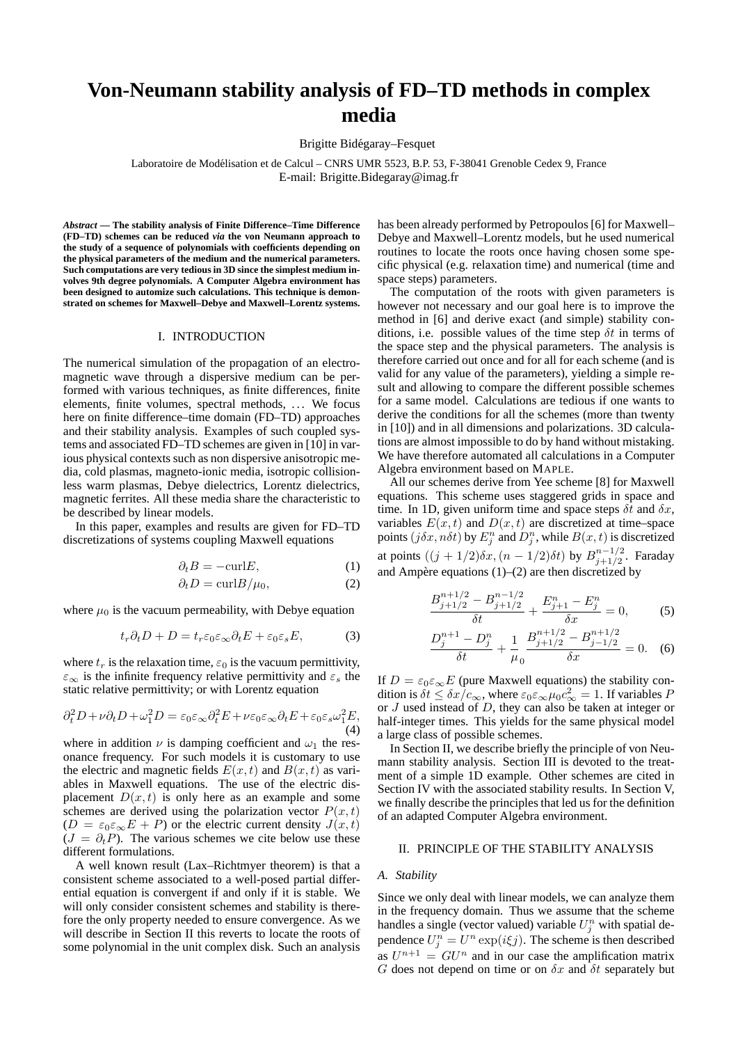# Von-Neumann stability analysis of FD–TD methods in complex media

Brigitte Bidégaray–Fesquet

Laboratoire de Modélisation et de Calcul – CNRS UMR 5523, B.P. 53, F-38041 Grenoble Cedex 9, France
E-mail: Brigitte.Bidegaray@imag.fr

***Abstract* — The stability analysis of Finite Difference–Time Difference (FD–TD) schemes can be reduced *via* the von Neumann approach to the study of a sequence of polynomials with coefficients depending on the physical parameters of the medium and the numerical parameters. Such computations are very tedious in 3D since the simplest medium involves 9th degree polynomials. A Computer Algebra environment has been designed to automize such calculations. This technique is demonstrated on schemes for Maxwell–Debye and Maxwell–Lorentz systems.**

## I. INTRODUCTION

The numerical simulation of the propagation of an electromagnetic wave through a dispersive medium can be performed with various techniques, as finite differences, finite elements, finite volumes, spectral methods, … We focus here on finite difference–time domain (FD–TD) approaches and their stability analysis. Examples of such coupled systems and associated FD–TD schemes are given in [10] in various physical contexts such as non dispersive anisotropic media, cold plasmas, magneto-ionic media, isotropic collisionless warm plasmas, Debye dielectrics, Lorentz dielectrics, magnetic ferrites. All these media share the characteristic to be described by linear models.

In this paper, examples and results are given for FD–TD discretizations of systems coupling Maxwell equations

$$\partial_t B = -\text{curl} E, \tag{1}$$

$$\partial_t D = \text{curl} B/\mu_0, \tag{2}$$

where $\mu_0$ is the vacuum permeability, with Debye equation

$$t_r \partial_t D + D = t_r \varepsilon_0 \varepsilon_\infty \partial_t E + \varepsilon_0 \varepsilon_s E, \tag{3}$$

where $t_r$ is the relaxation time, $\varepsilon_0$ is the vacuum permittivity, $\varepsilon_\infty$ is the infinite frequency relative permittivity and $\varepsilon_s$ the static relative permittivity; or with Lorentz equation

$$\partial_t^2 D + \nu \partial_t D + \omega_1^2 D = \varepsilon_0 \varepsilon_\infty \partial_t^2 E + \nu \varepsilon_0 \varepsilon_\infty \partial_t E + \varepsilon_0 \varepsilon_s \omega_1^2 E, \tag{4}$$

where in addition $\nu$ is damping coefficient and $\omega_1$ the resonance frequency. For such models it is customary to use the electric and magnetic fields $E(x,t)$ and $B(x,t)$ as variables in Maxwell equations. The use of the electric displacement $D(x,t)$ is only here as an example and some schemes are derived using the polarization vector $P(x,t)$ ($D = \varepsilon_0 \varepsilon_\infty E + P$) or the electric current density $J(x,t)$ ($J = \partial_t P$). The various schemes we cite below use these different formulations.

A well known result (Lax–Richtmyer theorem) is that a consistent scheme associated to a well-posed partial differential equation is convergent if and only if it is stable. We will only consider consistent schemes and stability is therefore the only property needed to ensure convergence. As we will describe in Section II this reverts to locate the roots of some polynomial in the unit complex disk. Such an analysis has been already performed by Petropoulos [6] for Maxwell–Debye and Maxwell–Lorentz models, but he used numerical routines to locate the roots once having chosen some specific physical (e.g. relaxation time) and numerical (time and space steps) parameters.

The computation of the roots with given parameters is however not necessary and our goal here is to improve the method in [6] and derive exact (and simple) stability conditions, i.e. possible values of the time step $\delta t$ in terms of the space step and the physical parameters. The analysis is therefore carried out once and for all for each scheme (and is valid for any value of the parameters), yielding a simple result and allowing to compare the different possible schemes for a same model. Calculations are tedious if one wants to derive the conditions for all the schemes (more than twenty in [10]) and in all dimensions and polarizations. 3D calculations are almost impossible to do by hand without mistaking. We have therefore automated all calculations in a Computer Algebra environment based on MAPLE.

All our schemes derive from Yee scheme [8] for Maxwell equations. This scheme uses staggered grids in space and time. In 1D, given uniform time and space steps $\delta t$ and $\delta x$, variables $E(x,t)$ and $D(x,t)$ are discretized at time–space points $(j\delta x, n\delta t)$ by $E_j^n$ and $D_j^n$, while $B(x,t)$ is discretized at points $((j+1/2)\delta x, (n-1/2)\delta t)$ by $B_{j+1/2}^{n-1/2}$. Faraday and Ampère equations (1)–(2) are then discretized by

$$\frac{B_{j+1/2}^{n+1/2} - B_{j+1/2}^{n-1/2}}{\delta t} + \frac{E_{j+1}^n - E_j^n}{\delta x} = 0, \tag{5}$$

$$\frac{D_j^{n+1} - D_j^n}{\delta t} + \frac{1}{\mu_0} \frac{B_{j+1/2}^{n+1/2} - B_{j-1/2}^{n+1/2}}{\delta x} = 0. \tag{6}$$

If $D = \varepsilon_0 \varepsilon_\infty E$ (pure Maxwell equations) the stability condition is $\delta t \le \delta x / c_\infty$, where $\varepsilon_0 \varepsilon_\infty \mu_0 c_\infty^2 = 1$. If variables $P$ or $J$ used instead of $D$, they can also be taken at integer or half-integer times. This yields for the same physical model a large class of possible schemes.

In Section II, we describe briefly the principle of von Neumann stability analysis. Section III is devoted to the treatment of a simple 1D example. Other schemes are cited in Section IV with the associated stability results. In Section V, we finally describe the principles that led us for the definition of an adapted Computer Algebra environment.

## II. PRINCIPLE OF THE STABILITY ANALYSIS

### A. Stability

Since we only deal with linear models, we can analyze them in the frequency domain. Thus we assume that the scheme handles a single (vector valued) variable $U_j^n$ with spatial dependence $U_j^n = U^n \exp(i\xi j)$. The scheme is then described as $U^{n+1} = GU^n$ and in our case the amplification matrix $G$ does not depend on time or on $\delta x$ and $\delta t$ separately but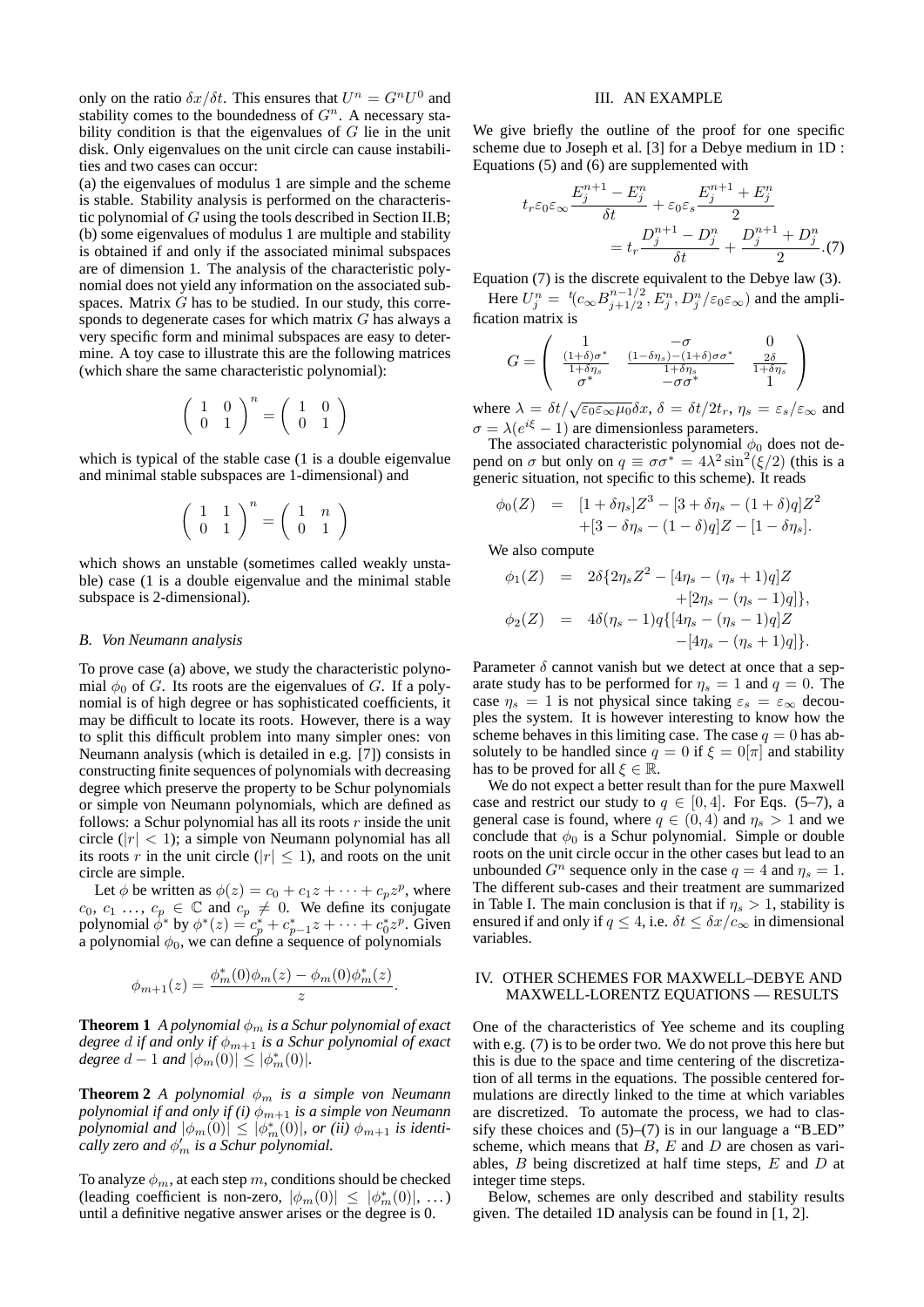only on the ratio $\delta x/\delta t$. This ensures that $U^n = G^n U^0$ and stability comes to the boundedness of $G^n$. A necessary stability condition is that the eigenvalues of $G$ lie in the unit disk. Only eigenvalues on the unit circle can cause instabilities and two cases can occur:

(a) the eigenvalues of modulus 1 are simple and the scheme is stable. Stability analysis is performed on the characteristic polynomial of $G$ using the tools described in Section II.B;
(b) some eigenvalues of modulus 1 are multiple and stability is obtained if and only if the associated minimal subspaces are of dimension 1. The analysis of the characteristic polynomial does not yield any information on the associated subspaces. Matrix $G$ has to be studied. In our study, this corresponds to degenerate cases for which matrix $G$ has always a very specific form and minimal subspaces are easy to determine. A toy case to illustrate this are the following matrices (which share the same characteristic polynomial):

$$\begin{pmatrix} 1 & 0 \\ 0 & 1 \end{pmatrix}^n = \begin{pmatrix} 1 & 0 \\ 0 & 1 \end{pmatrix}$$

which is typical of the stable case (1 is a double eigenvalue and minimal stable subspaces are 1-dimensional) and

$$\begin{pmatrix} 1 & 1 \\ 0 & 1 \end{pmatrix}^n = \begin{pmatrix} 1 & n \\ 0 & 1 \end{pmatrix}$$

which shows an unstable (sometimes called weakly unstable) case (1 is a double eigenvalue and the minimal stable subspace is 2-dimensional).

### *B. Von Neumann analysis*

To prove case (a) above, we study the characteristic polynomial $\phi_0$ of $G$. Its roots are the eigenvalues of $G$. If a polynomial is of high degree or has sophisticated coefficients, it may be difficult to locate its roots. However, there is a way to split this difficult problem into many simpler ones: von Neumann analysis (which is detailed in e.g. [7]) consists in constructing finite sequences of polynomials with decreasing degree which preserve the property to be Schur polynomials or simple von Neumann polynomials, which are defined as follows: a Schur polynomial has all its roots $r$ inside the unit circle ($|r| < 1$); a simple von Neumann polynomial has all its roots $r$ in the unit circle ($|r| \leq 1$), and roots on the unit circle are simple.

Let $\phi$ be written as $\phi(z) = c_0 + c_1 z + \cdots + c_p z^p$, where $c_0, c_1 \ldots, c_p \in \mathbb{C}$ and $c_p \neq 0$. We define its conjugate polynomial $\phi^*$ by $\phi^*(z) = c_p^* + c_{p-1}^* z + \cdots + c_0^* z^p$. Given a polynomial $\phi_0$, we can define a sequence of polynomials

$$\phi_{m+1}(z) = \frac{\phi_m^*(0)\phi_m(z) - \phi_m(0)\phi_m^*(z)}{z}.$$

**Theorem 1** *A polynomial $\phi_m$ is a Schur polynomial of exact degree $d$ if and only if $\phi_{m+1}$ is a Schur polynomial of exact degree $d-1$ and $|\phi_m(0)| \leq |\phi_m^*(0)|$.*

**Theorem 2** *A polynomial $\phi_m$ is a simple von Neumann polynomial if and only if (i) $\phi_{m+1}$ is a simple von Neumann polynomial and $|\phi_m(0)| \leq |\phi_m^*(0)|$, or (ii) $\phi_{m+1}$ is identically zero and $\phi_m'$ is a Schur polynomial.*

To analyze $\phi_m$, at each step $m$, conditions should be checked (leading coefficient is non-zero, $|\phi_m(0)| \leq |\phi_m^*(0)|$, …) until a definitive negative answer arises or the degree is 0.

## III. AN EXAMPLE

We give briefly the outline of the proof for one specific scheme due to Joseph et al. [3] for a Debye medium in 1D : Equations (5) and (6) are supplemented with

$$t_r \varepsilon_0 \varepsilon_\infty \frac{E_j^{n+1} - E_j^n}{\delta t} + \varepsilon_0 \varepsilon_s \frac{E_j^{n+1} + E_j^n}{2} = t_r \frac{D_j^{n+1} - D_j^n}{\delta t} + \frac{D_j^{n+1} + D_j^n}{2}. \quad (7)$$

Equation (7) is the discrete equivalent to the Debye law (3).

Here $U_j^n = {}^t(c_\infty B_{j+1/2}^{n-1/2}, E_j^n, D_j^n/\varepsilon_0\varepsilon_\infty)$ and the amplification matrix is

$$G = \begin{pmatrix} 1 & -\sigma & 0 \\ \frac{(1+\delta)\sigma^*}{1+\delta\eta_s} & \frac{(1-\delta\eta_s)-(1+\delta)\sigma\sigma^*}{1+\delta\eta_s} & \frac{2\delta}{1+\delta\eta_s} \\ \sigma^* & -\sigma\sigma^* & 1 \end{pmatrix}$$

where $\lambda = \delta t/\sqrt{\varepsilon_0\varepsilon_\infty\mu_0}\delta x$, $\delta = \delta t/2t_r$, $\eta_s = \varepsilon_s/\varepsilon_\infty$ and $\sigma = \lambda(e^{i\xi} - 1)$ are dimensionless parameters.

The associated characteristic polynomial $\phi_0$ does not depend on $\sigma$ but only on $q \equiv \sigma\sigma^* = 4\lambda^2 \sin^2(\xi/2)$ (this is a generic situation, not specific to this scheme). It reads

$$\begin{aligned} \phi_0(Z) &= [1 + \delta\eta_s]Z^3 - [3 + \delta\eta_s - (1+\delta)q]Z^2 \\ &\quad + [3 - \delta\eta_s - (1-\delta)q]Z - [1 - \delta\eta_s]. \end{aligned}$$

We also compute

$$\begin{aligned} \phi_1(Z) &= 2\delta\{2\eta_s Z^2 - [4\eta_s - (\eta_s+1)q]Z \\ &\quad + [2\eta_s - (\eta_s - 1)q]\}, \\ \phi_2(Z) &= 4\delta(\eta_s - 1)q\{[4\eta_s - (\eta_s - 1)q]Z \\ &\quad - [4\eta_s - (\eta_s + 1)q]\}. \end{aligned}$$

Parameter $\delta$ cannot vanish but we detect at once that a separate study has to be performed for $\eta_s = 1$ and $q = 0$. The case $\eta_s = 1$ is not physical since taking $\varepsilon_s = \varepsilon_\infty$ decouples the system. It is however interesting to know how the scheme behaves in this limiting case. The case $q = 0$ has absolutely to be handled since $q = 0$ if $\xi = 0[\pi]$ and stability has to be proved for all $\xi \in \mathbb{R}$.

We do not expect a better result than for the pure Maxwell case and restrict our study to $q \in [0, 4]$. For Eqs. (5–7), a general case is found, where $q \in (0, 4)$ and $\eta_s > 1$ and we conclude that $\phi_0$ is a Schur polynomial. Simple or double roots on the unit circle occur in the other cases but lead to an unbounded $G^n$ sequence only in the case $q = 4$ and $\eta_s = 1$. The different sub-cases and their treatment are summarized in Table I. The main conclusion is that if $\eta_s > 1$, stability is ensured if and only if $q \leq 4$, i.e. $\delta t \leq \delta x/c_\infty$ in dimensional variables.

## IV. OTHER SCHEMES FOR MAXWELL–DEBYE AND MAXWELL-LORENTZ EQUATIONS — RESULTS

One of the characteristics of Yee scheme and its coupling with e.g. (7) is to be order two. We do not prove this here but this is due to the space and time centering of the discretization of all terms in the equations. The possible centered formulations are directly linked to the time at which variables are discretized. To automate the process, we had to classify these choices and (5)–(7) is in our language a "B_ED" scheme, which means that $B$, $E$ and $D$ are chosen as variables, $B$ being discretized at half time steps, $E$ and $D$ at integer time steps.

Below, schemes are only described and stability results given. The detailed 1D analysis can be found in [1, 2].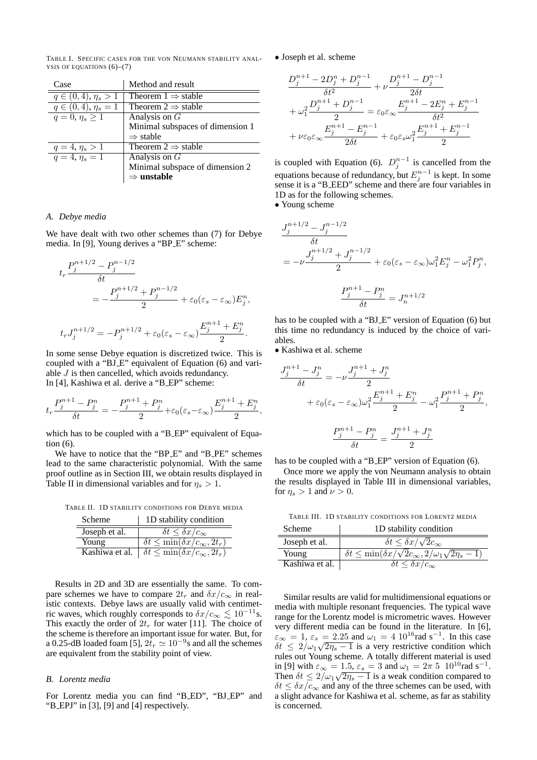TABLE I. SPECIFIC CASES FOR THE VON NEUMANN STABILITY ANALYSIS OF EQUATIONS (6)–(7)

| Case | Method and result |
|---|---|
| $q \in (0,4)$, $\eta_s > 1$ | Theorem 1 $\Rightarrow$ stable |
| $q \in (0,4)$, $\eta_s = 1$ | Theorem 2 $\Rightarrow$ stable |
| $q = 0$, $\eta_s \geq 1$ | Analysis on $G$ Minimal subspaces of dimension 1 $\Rightarrow$ stable |
| $q = 4$, $\eta_s > 1$ | Theorem 2 $\Rightarrow$ stable |
| $q = 4$, $\eta_s = 1$ | Analysis on $G$ Minimal subspace of dimension 2 $\Rightarrow$ **unstable** |

### *A. Debye media*

We have dealt with two other schemes than (7) for Debye media. In [9], Young derives a "BP_E" scheme:

$$t_r \frac{P_j^{n+1/2} - P_j^{n-1/2}}{\delta t} = -\frac{P_j^{n+1/2} + P_j^{n-1/2}}{2} + \varepsilon_0(\varepsilon_s - \varepsilon_\infty)E_j^n,$$

$$t_r J_j^{n+1/2} = -P_j^{n+1/2} + \varepsilon_0(\varepsilon_s - \varepsilon_\infty)\frac{E_j^{n+1} + E_j^n}{2}.$$

In some sense Debye equation is discretized twice. This is coupled with a "BJ_E" equivalent of Equation (6) and variable $J$ is then cancelled, which avoids redundancy.
In [4], Kashiwa et al. derive a "B_EP" scheme:

$$t_r \frac{P_j^{n+1} - P_j^n}{\delta t} = -\frac{P_j^{n+1} + P_j^n}{2} + \varepsilon_0(\varepsilon_s - \varepsilon_\infty)\frac{E_j^{n+1} + E_j^n}{2},$$

which has to be coupled with a "B_EP" equivalent of Equation (6).

We have to notice that the "BP_E" and "B_PE" schemes lead to the same characteristic polynomial. With the same proof outline as in Section III, we obtain results displayed in Table II in dimensional variables and for $\eta_s > 1$.

TABLE II. 1D STABILITY CONDITIONS FOR DEBYE MEDIA

| Scheme | 1D stability condition |
|---|---|
| Joseph et al. | $\delta t \leq \delta x / c_\infty$ |
| Young | $\delta t \leq \min(\delta x / c_\infty, 2t_r)$ |
| Kashiwa et al. | $\delta t \leq \min(\delta x / c_\infty, 2t_r)$ |

Results in 2D and 3D are essentially the same. To compare schemes we have to compare $2t_r$ and $\delta x / c_\infty$ in realistic contexts. Debye laws are usually valid with centimetric waves, which roughly corresponds to $\delta x / c_\infty \lesssim 10^{-11}$s. This exactly the order of $2t_r$ for water [11]. The choice of the scheme is therefore an important issue for water. But, for a 0.25-dB loaded foam [5], $2t_r \simeq 10^{-9}$s and all the schemes are equivalent from the stability point of view.

### *B. Lorentz media*

For Lorentz media you can find "B_ED", "BJ_EP" and "B_EPJ" in [3], [9] and [4] respectively.

• Joseph et al. scheme

$$\begin{aligned}
&\frac{D_j^{n+1} - 2D_j^n + D_j^{n-1}}{\delta t^2} + \nu \frac{D_j^{n+1} - D_j^{n-1}}{2\delta t} \\
&+ \omega_1^2 \frac{D_j^{n+1} + D_j^{n-1}}{2} = \varepsilon_0 \varepsilon_\infty \frac{E_j^{n+1} - 2E_j^n + E_j^{n-1}}{\delta t^2} \\
&+ \nu \varepsilon_0 \varepsilon_\infty \frac{E_j^{n+1} - E_j^{n-1}}{2\delta t} + \varepsilon_0 \varepsilon_s \omega_1^2 \frac{E_j^{n+1} + E_j^{n-1}}{2}
\end{aligned}$$

is coupled with Equation (6). $D_j^{n-1}$ is cancelled from the equations because of redundancy, but $E_j^{n-1}$ is kept. In some sense it is a "B_EED" scheme and there are four variables in 1D as for the following schemes.

• Young scheme

$$\begin{aligned}
&\frac{J_j^{n+1/2} - J_j^{n-1/2}}{\delta t} \\
&= -\nu \frac{J_j^{n+1/2} + J_j^{n-1/2}}{2} + \varepsilon_0(\varepsilon_s - \varepsilon_\infty)\omega_1^2 E_j^n - \omega_1^2 P_j^n,
\end{aligned}$$

$$\frac{P_j^{n+1} - P_j^n}{\delta t} = J_n^{n+1/2}$$

has to be coupled with a "BJ_E" version of Equation (6) but this time no redundancy is induced by the choice of variables.

• Kashiwa et al. scheme

$$\begin{aligned}
\frac{J_j^{n+1} - J_j^n}{\delta t} &= -\nu \frac{J_j^{n+1} + J_j^n}{2} \\
&+ \varepsilon_0(\varepsilon_s - \varepsilon_\infty)\omega_1^2 \frac{E_j^{n+1} + E_j^n}{2} - \omega_1^2 \frac{P_j^{n+1} + P_j^n}{2},
\end{aligned}$$

$$\frac{P_j^{n+1} - P_j^n}{\delta t} = \frac{J_j^{n+1} + J_j^n}{2}$$

has to be coupled with a "B_EP" version of Equation (6).

Once more we apply the von Neumann analysis to obtain the results displayed in Table III in dimensional variables, for $\eta_s > 1$ and $\nu > 0$.

TABLE III. 1D STABILITY CONDITIONS FOR LORENTZ MEDIA

| Scheme | 1D stability condition |
|---|---|
| Joseph et al. | $\delta t \leq \delta x / \sqrt{2} c_\infty$ |
| Young | $\delta t \leq \min(\delta x / \sqrt{2} c_\infty, 2/\omega_1 \sqrt{2\eta_s - 1})$ |
| Kashiwa et al. | $\delta t \leq \delta x / c_\infty$ |

Similar results are valid for multidimensional equations or media with multiple resonant frequencies. The typical wave range for the Lorentz model is micrometric waves. However very different media can be found in the literature. In [6], $\varepsilon_\infty = 1$, $\varepsilon_s = 2.25$ and $\omega_1 = 4\ 10^{16}$rad s$^{-1}$. In this case $\delta t \leq 2/\omega_1 \sqrt{2\eta_s - 1}$ is a very restrictive condition which rules out Young scheme. A totally different material is used in [9] with $\varepsilon_\infty = 1.5$, $\varepsilon_s = 3$ and $\omega_1 = 2\pi\ 5\ 10^{10}$rad s$^{-1}$. Then $\delta t \leq 2/\omega_1 \sqrt{2\eta_s - 1}$ is a weak condition compared to $\delta t \leq \delta x / c_\infty$ and any of the three schemes can be used, with a slight advance for Kashiwa et al. scheme, as far as stability is concerned.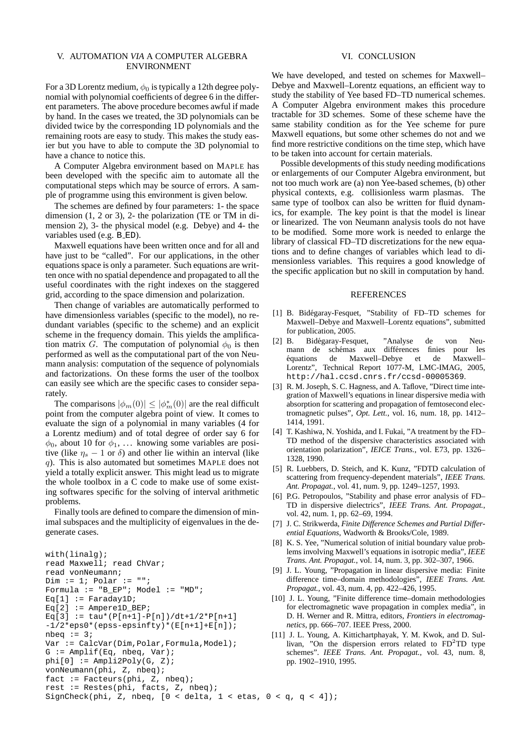## V. AUTOMATION *VIA* A COMPUTER ALGEBRA ENVIRONMENT

For a 3D Lorentz medium, $\phi_0$ is typically a 12th degree polynomial with polynomial coefficients of degree 6 in the different parameters. The above procedure becomes awful if made by hand. In the cases we treated, the 3D polynomials can be divided twice by the corresponding 1D polynomials and the remaining roots are easy to study. This makes the study easier but you have to able to compute the 3D polynomial to have a chance to notice this.

A Computer Algebra environment based on MAPLE has been developed with the specific aim to automate all the computational steps which may be source of errors. A sample of programme using this environment is given below.

The schemes are defined by four parameters: 1- the space dimension (1, 2 or 3), 2- the polarization (TE or TM in dimension 2), 3- the physical model (e.g. Debye) and 4- the variables used (e.g. B_ED).

Maxwell equations have been written once and for all and have just to be "called". For our applications, in the other equations space is only a parameter. Such equations are written once with no spatial dependence and propagated to all the useful coordinates with the right indexes on the staggered grid, according to the space dimension and polarization.

Then change of variables are automatically performed to have dimensionless variables (specific to the model), no redundant variables (specific to the scheme) and an explicit scheme in the frequency domain. This yields the amplification matrix $G$. The computation of polynomial $\phi_0$ is then performed as well as the computational part of the von Neumann analysis: computation of the sequence of polynomials and factorizations. On these forms the user of the toolbox can easily see which are the specific cases to consider separately.

The comparisons $|\phi_m(0)| \leq |\phi_m^*(0)|$ are the real difficult point from the computer algebra point of view. It comes to evaluate the sign of a polynomial in many variables (4 for a Lorentz medium) and of total degree of order say 6 for $\phi_0$, about 10 for $\phi_1$, ... knowing some variables are positive (like $\eta_s - 1$ or $\delta$) and other lie within an interval (like $q$). This is also automated but sometimes MAPLE does not yield a totally explicit answer. This might lead us to migrate the whole toolbox in a C code to make use of some existing softwares specific for the solving of interval arithmetic problems.

Finally tools are defined to compare the dimension of minimal subspaces and the multiplicity of eigenvalues in the degenerate cases.

```
with(linalg);
read Maxwell; read ChVar;
read vonNeumann;
Dim := 1; Polar := "";
Formula := "B_EP"; Model := "MD";
Eq[1] := Faraday1D;
Eq[2] := Ampere1D_BEP;
Eq[3] := tau*(P[n+1]-P[n])/dt+1/2*P[n+1]
-1/2*eps0*(epss-epsinfty)*(E[n+1]+E[n]);
nbeq := 3;
Var := CalcVar(Dim,Polar,Formula,Model);
G := Amplif(Eq, nbeq, Var);
phi[0] := Ampli2Poly(G, Z);
vonNeumann(phi, Z, nbeq);
fact := Facteurs(phi, Z, nbeq);
rest := Restes(phi, facts, Z, nbeq);
SignCheck(phi, Z, nbeq, [0 < delta, 1 < etas, 0 < q, q < 4]);
```

## VI. CONCLUSION

We have developed, and tested on schemes for Maxwell–Debye and Maxwell–Lorentz equations, an efficient way to study the stability of Yee based FD–TD numerical schemes. A Computer Algebra environment makes this procedure tractable for 3D schemes. Some of these scheme have the same stability condition as for the Yee scheme for pure Maxwell equations, but some other schemes do not and we find more restrictive conditions on the time step, which have to be taken into account for certain materials.

Possible developments of this study needing modifications or enlargements of our Computer Algebra environment, but not too much work are (a) non Yee-based schemes, (b) other physical contexts, e.g. collisionless warm plasmas. The same type of toolbox can also be written for fluid dynamics, for example. The key point is that the model is linear or linearized. The von Neumann analysis tools do not have to be modified. Some more work is needed to enlarge the library of classical FD–TD discretizations for the new equations and to define changes of variables which lead to dimensionless variables. This requires a good knowledge of the specific application but no skill in computation by hand.

## REFERENCES

[1] B. Bidégaray-Fesquet, "Stability of FD–TD schemes for Maxwell–Debye and Maxwell–Lorentz equations", submitted for publication, 2005.

[2] B. Bidégaray-Fesquet, "Analyse de von Neumann de schémas aux différences finies pour les équations de Maxwell–Debye et de Maxwell–Lorentz", Technical Report 1077-M, LMC-IMAG, 2005, http://hal.ccsd.cnrs.fr/ccsd-00005369.

[3] R. M. Joseph, S. C. Hagness, and A. Taflove, "Direct time integration of Maxwell's equations in linear dispersive media with absorption for scattering and propagation of femtosecond electromagnetic pulses", *Opt. Lett.*, vol. 16, num. 18, pp. 1412–1414, 1991.

[4] T. Kashiwa, N. Yoshida, and I. Fukai, "A treatment by the FD–TD method of the dispersive characteristics associated with orientation polarization", *IEICE Trans.*, vol. E73, pp. 1326–1328, 1990.

[5] R. Luebbers, D. Steich, and K. Kunz, "FDTD calculation of scattering from frequency-dependent materials", *IEEE Trans. Ant. Propagat.*, vol. 41, num. 9, pp. 1249–1257, 1993.

[6] P.G. Petropoulos, "Stability and phase error analysis of FD–TD in dispersive dielectrics", *IEEE Trans. Ant. Propagat.*, vol. 42, num. 1, pp. 62–69, 1994.

[7] J. C. Strikwerda, *Finite Difference Schemes and Partial Differential Equations*, Wadworth & Brooks/Cole, 1989.

[8] K. S. Yee, "Numerical solution of initial boundary value problems involving Maxwell's equations in isotropic media", *IEEE Trans. Ant. Propagat.*, vol. 14, num. 3, pp. 302–307, 1966.

[9] J. L. Young, "Propagation in linear dispersive media: Finite difference time–domain methodologies", *IEEE Trans. Ant. Propagat.*, vol. 43, num. 4, pp. 422–426, 1995.

[10] J. L. Young, "Finite difference time–domain methodologies for electromagnetic wave propagation in complex media", in D. H. Werner and R. Mittra, editors, *Frontiers in electromagnetics*, pp. 666–707. IEEE Press, 2000.

[11] J. L. Young, A. Kittichartphayak, Y. M. Kwok, and D. Sullivan, "On the dispersion errors related to $FD^2TD$ type schemes". *IEEE Trans. Ant. Propagat.*, vol. 43, num. 8, pp. 1902–1910, 1995.